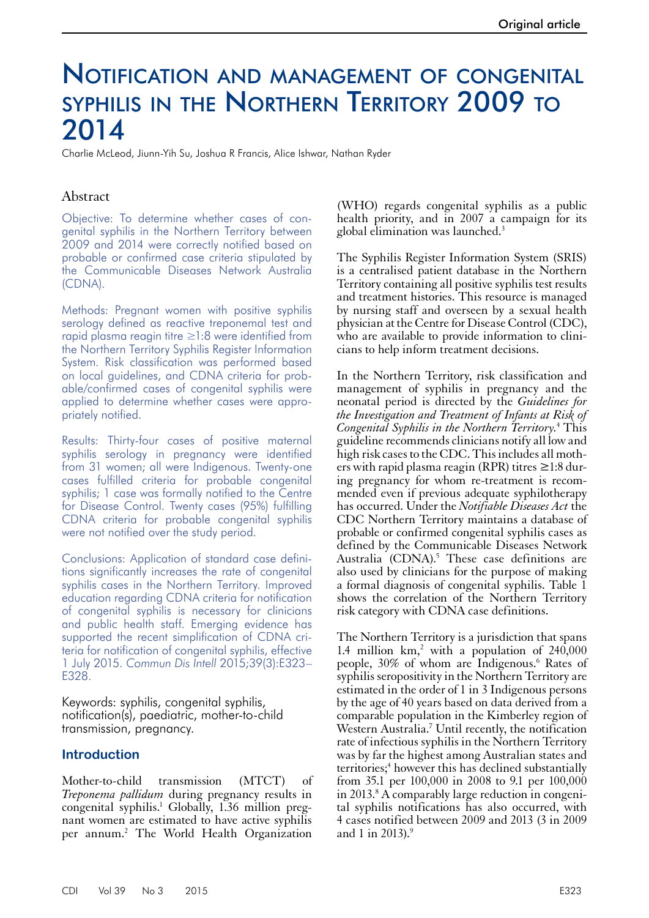# Notification and management of congenital syphilis in the Northern Territory 2009 to 2014

Charlie McLeod, Jiunn-Yih Su, Joshua R Francis, Alice Ishwar, Nathan Ryder

## Abstract

Objective: To determine whether cases of congenital syphilis in the Northern Territory between 2009 and 2014 were correctly notified based on probable or confirmed case criteria stipulated by the Communicable Diseases Network Australia (CDNA).

Methods: Pregnant women with positive syphilis serology defined as reactive treponemal test and rapid plasma reagin titre ≥1:8 were identified from the Northern Territory Syphilis Register Information System. Risk classification was performed based on local guidelines, and CDNA criteria for probable/confirmed cases of congenital syphilis were applied to determine whether cases were appropriately notified.

Results: Thirty-four cases of positive maternal syphilis serology in pregnancy were identified from 31 women; all were Indigenous. Twenty-one cases fulfilled criteria for probable congenital syphilis; 1 case was formally notified to the Centre for Disease Control. Twenty cases (95%) fulfilling CDNA criteria for probable congenital syphilis were not notified over the study period.

Conclusions: Application of standard case definitions significantly increases the rate of congenital syphilis cases in the Northern Territory. Improved education regarding CDNA criteria for notification of congenital syphilis is necessary for clinicians and public health staff. Emerging evidence has supported the recent simplification of CDNA criteria for notification of congenital syphilis, effective 1 July 2015. *Commun Dis Intell* 2015;39(3):E323–E328.

Keywords: syphilis, congenital syphilis, notification(s), paediatric, mother-to-child transmission, pregnancy.

## Introduction

Mother-to-child transmission (MTCT) of *Treponema pallidum* during pregnancy results in congenital syphilis.[1] Globally, 1.36 million pregnant women are estimated to have active syphilis per annum.[2] The World Health Organization (WHO) regards congenital syphilis as a public health priority, and in 2007 a campaign for its global elimination was launched.[3]

The Syphilis Register Information System (SRIS) is a centralised patient database in the Northern Territory containing all positive syphilis test results and treatment histories. This resource is managed by nursing staff and overseen by a sexual health physician at the Centre for Disease Control (CDC), who are available to provide information to clinicians to help inform treatment decisions.

In the Northern Territory, risk classification and management of syphilis in pregnancy and the neonatal period is directed by the *Guidelines for the Investigation and Treatment of Infants at Risk of Congenital Syphilis in the Northern Territory.*[4] This guideline recommends clinicians notify all low and high risk cases to the CDC. This includes all mothers with rapid plasma reagin (RPR) titres ≥1:8 during pregnancy for whom re-treatment is recommended even if previous adequate syphilotherapy has occurred. Under the *Notifiable Diseases Act* the CDC Northern Territory maintains a database of probable or confirmed congenital syphilis cases as defined by the Communicable Diseases Network Australia (CDNA).[5] These case definitions are also used by clinicians for the purpose of making a formal diagnosis of congenital syphilis. Table 1 shows the correlation of the Northern Territory risk category with CDNA case definitions.

The Northern Territory is a jurisdiction that spans 1.4 million km,[2] with a population of 240,000 people, 30% of whom are Indigenous.[6] Rates of syphilis seropositivity in the Northern Territory are estimated in the order of 1 in 3 Indigenous persons by the age of 40 years based on data derived from a comparable population in the Kimberley region of Western Australia.[7] Until recently, the notification rate of infectious syphilis in the Northern Territory was by far the highest among Australian states and territories;[4] however this has declined substantially from 35.1 per 100,000 in 2008 to 9.1 per 100,000 in 2013.[8] A comparably large reduction in congenital syphilis notifications has also occurred, with 4 cases notified between 2009 and 2013 (3 in 2009 and 1 in 2013).[9]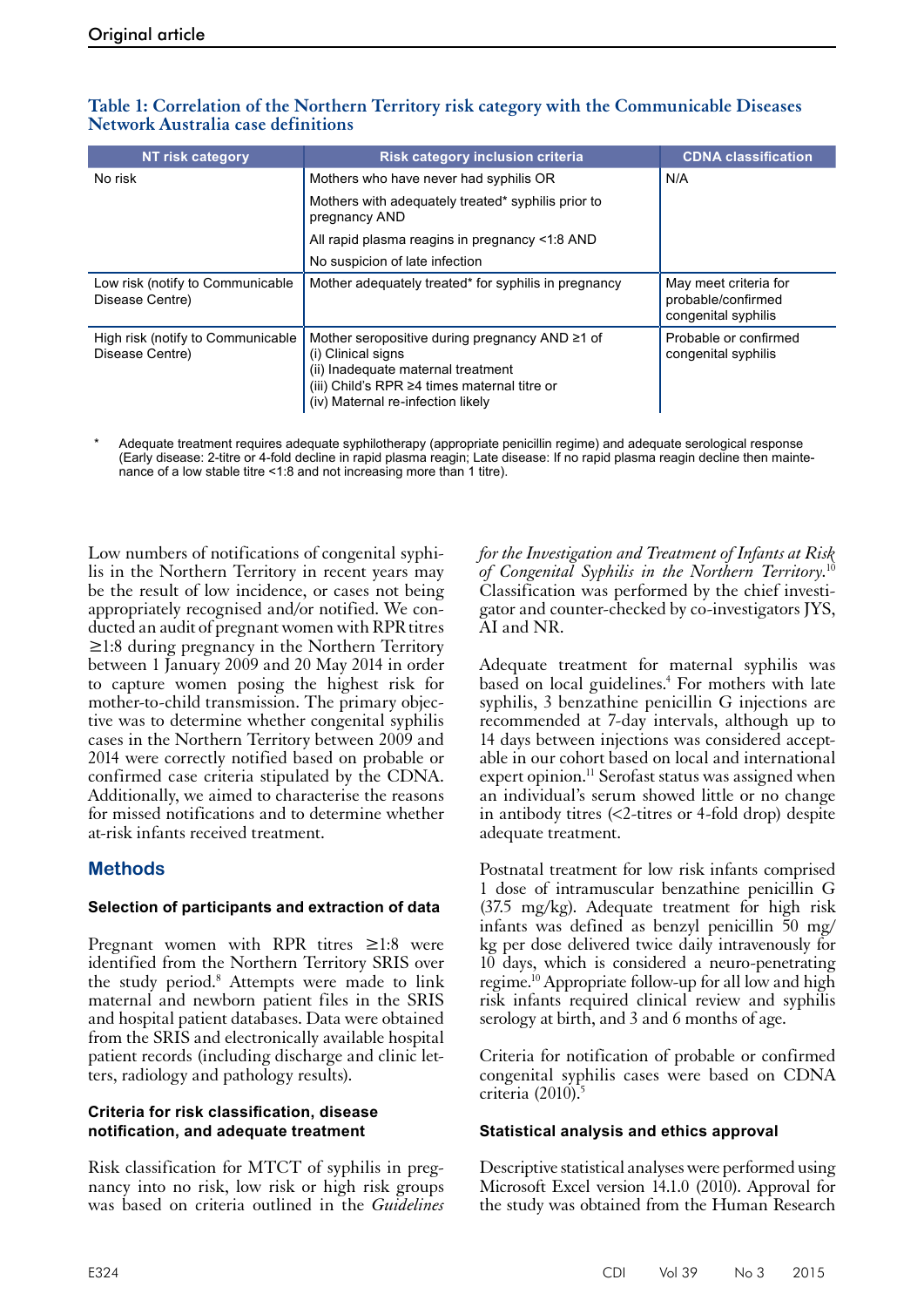**Table 1: Correlation of the Northern Territory risk category with the Communicable Diseases Network Australia case definitions**

| NT risk category | Risk category inclusion criteria | CDNA classification |
|---|---|---|
| No risk | Mothers who have never had syphilis OR<br>Mothers with adequately treated* syphilis prior to pregnancy AND<br>All rapid plasma reagins in pregnancy <1:8 AND<br>No suspicion of late infection | N/A |
| Low risk (notify to Communicable Disease Centre) | Mother adequately treated* for syphilis in pregnancy | May meet criteria for probable/confirmed congenital syphilis |
| High risk (notify to Communicable Disease Centre) | Mother seropositive during pregnancy AND ≥1 of<br>(i) Clinical signs<br>(ii) Inadequate maternal treatment<br>(iii) Child's RPR ≥4 times maternal titre or<br>(iv) Maternal re-infection likely | Probable or confirmed congenital syphilis |

\* Adequate treatment requires adequate syphilotherapy (appropriate penicillin regime) and adequate serological response (Early disease: 2-titre or 4-fold decline in rapid plasma reagin; Late disease: If no rapid plasma reagin decline then maintenance of a low stable titre <1:8 and not increasing more than 1 titre).

Low numbers of notifications of congenital syphilis in the Northern Territory in recent years may be the result of low incidence, or cases not being appropriately recognised and/or notified. We conducted an audit of pregnant women with RPR titres ≥1:8 during pregnancy in the Northern Territory between 1 January 2009 and 20 May 2014 in order to capture women posing the highest risk for mother-to-child transmission. The primary objective was to determine whether congenital syphilis cases in the Northern Territory between 2009 and 2014 were correctly notified based on probable or confirmed case criteria stipulated by the CDNA. Additionally, we aimed to characterise the reasons for missed notifications and to determine whether at-risk infants received treatment.

## Methods

### Selection of participants and extraction of data

Pregnant women with RPR titres ≥1:8 were identified from the Northern Territory SRIS over the study period.[8] Attempts were made to link maternal and newborn patient files in the SRIS and hospital patient databases. Data were obtained from the SRIS and electronically available hospital patient records (including discharge and clinic letters, radiology and pathology results).

### Criteria for risk classification, disease notification, and adequate treatment

Risk classification for MTCT of syphilis in pregnancy into no risk, low risk or high risk groups was based on criteria outlined in the *Guidelines for the Investigation and Treatment of Infants at Risk of Congenital Syphilis in the Northern Territory.*[10] Classification was performed by the chief investigator and counter-checked by co-investigators JYS, AI and NR.

Adequate treatment for maternal syphilis was based on local guidelines.[4] For mothers with late syphilis, 3 benzathine penicillin G injections are recommended at 7-day intervals, although up to 14 days between injections was considered acceptable in our cohort based on local and international expert opinion.[11] Serofast status was assigned when an individual's serum showed little or no change in antibody titres (<2-titres or 4-fold drop) despite adequate treatment.

Postnatal treatment for low risk infants comprised 1 dose of intramuscular benzathine penicillin G (37.5 mg/kg). Adequate treatment for high risk infants was defined as benzyl penicillin 50 mg/kg per dose delivered twice daily intravenously for 10 days, which is considered a neuro-penetrating regime.[10] Appropriate follow-up for all low and high risk infants required clinical review and syphilis serology at birth, and 3 and 6 months of age.

Criteria for notification of probable or confirmed congenital syphilis cases were based on CDNA criteria (2010).[5]

### Statistical analysis and ethics approval

Descriptive statistical analyses were performed using Microsoft Excel version 14.1.0 (2010). Approval for the study was obtained from the Human Research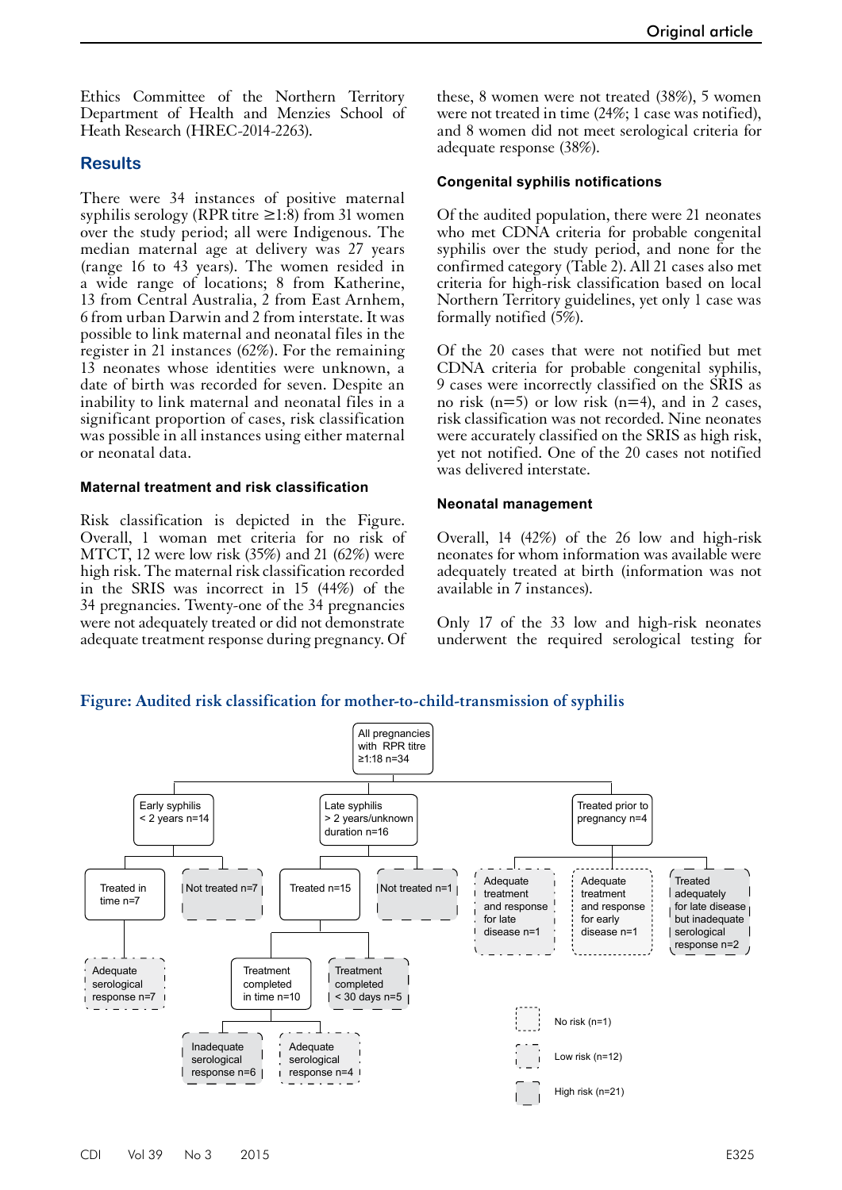Ethics Committee of the Northern Territory Department of Health and Menzies School of Heath Research (HREC-2014-2263).

## Results

There were 34 instances of positive maternal syphilis serology (RPR titre ≥1:8) from 31 women over the study period; all were Indigenous. The median maternal age at delivery was 27 years (range 16 to 43 years). The women resided in a wide range of locations; 8 from Katherine, 13 from Central Australia, 2 from East Arnhem, 6 from urban Darwin and 2 from interstate. It was possible to link maternal and neonatal files in the register in 21 instances (62%). For the remaining 13 neonates whose identities were unknown, a date of birth was recorded for seven. Despite an inability to link maternal and neonatal files in a significant proportion of cases, risk classification was possible in all instances using either maternal or neonatal data.

### Maternal treatment and risk classification

Risk classification is depicted in the Figure. Overall, 1 woman met criteria for no risk of MTCT, 12 were low risk (35%) and 21 (62%) were high risk. The maternal risk classification recorded in the SRIS was incorrect in 15 (44%) of the 34 pregnancies. Twenty-one of the 34 pregnancies were not adequately treated or did not demonstrate adequate treatment response during pregnancy. Of these, 8 women were not treated (38%), 5 women were not treated in time (24%; 1 case was notified), and 8 women did not meet serological criteria for adequate response (38%).

### Congenital syphilis notifications

Of the audited population, there were 21 neonates who met CDNA criteria for probable congenital syphilis over the study period, and none for the confirmed category (Table 2). All 21 cases also met criteria for high-risk classification based on local Northern Territory guidelines, yet only 1 case was formally notified (5%).

Of the 20 cases that were not notified but met CDNA criteria for probable congenital syphilis, 9 cases were incorrectly classified on the SRIS as no risk (n=5) or low risk (n=4), and in 2 cases, risk classification was not recorded. Nine neonates were accurately classified on the SRIS as high risk, yet not notified. One of the 20 cases not notified was delivered interstate.

### Neonatal management

Overall, 14 (42%) of the 26 low and high-risk neonates for whom information was available were adequately treated at birth (information was not available in 7 instances).

Only 17 of the 33 low and high-risk neonates underwent the required serological testing for

**Figure: Audited risk classification for mother-to-child-transmission of syphilis**

- All pregnancies with RPR titre ≥1:18 n=34
  - Early syphilis < 2 years n=14
    - Treated in time n=7
      - Adequate serological response n=7
    - Not treated n=7
  - Late syphilis > 2 years/unknown duration n=16
    - Treated n=15
      - Treatment completed in time n=10
        - Inadequate serological response n=6
        - Adequate serological response n=4
      - Treatment completed < 30 days n=5
    - Not treated n=1
  - Treated prior to pregnancy n=4
    - Adequate treatment and response for late disease n=1
    - Adequate treatment and response for early disease n=1
    - Treated adequately for late disease but inadequate serological response n=2

Legend: No risk (n=1); Low risk (n=12); High risk (n=21)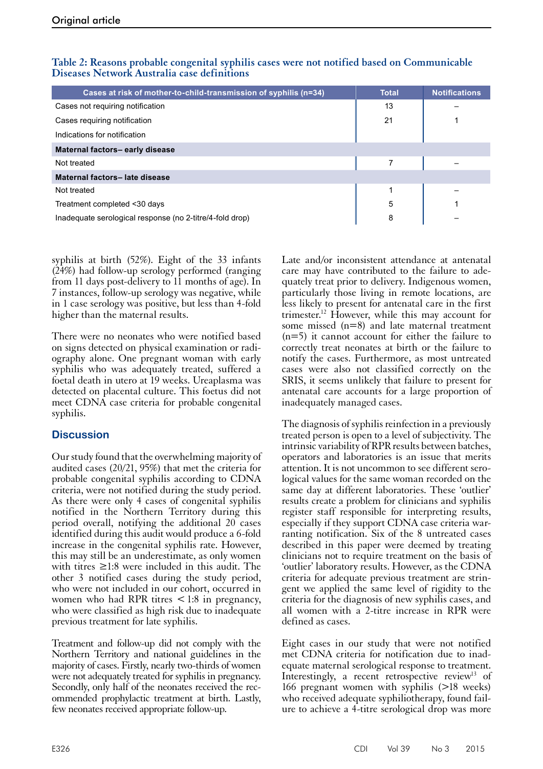**Table 2: Reasons probable congenital syphilis cases were not notified based on Communicable Diseases Network Australia case definitions**

| Cases at risk of mother-to-child-transmission of syphilis (n=34) | Total | Notifications |
|---|---|---|
| Cases not requiring notification | 13 | – |
| Cases requiring notification | 21 | 1 |
| Indications for notification | | |
| **Maternal factors– early disease** | | |
| Not treated | 7 | – |
| **Maternal factors– late disease** | | |
| Not treated | 1 | – |
| Treatment completed <30 days | 5 | 1 |
| Inadequate serological response (no 2-titre/4-fold drop) | 8 | – |

syphilis at birth (52%). Eight of the 33 infants (24%) had follow-up serology performed (ranging from 11 days post-delivery to 11 months of age). In 7 instances, follow-up serology was negative, while in 1 case serology was positive, but less than 4-fold higher than the maternal results.

There were no neonates who were notified based on signs detected on physical examination or radiography alone. One pregnant woman with early syphilis who was adequately treated, suffered a foetal death in utero at 19 weeks. Ureaplasma was detected on placental culture. This foetus did not meet CDNA case criteria for probable congenital syphilis.

## Discussion

Our study found that the overwhelming majority of audited cases (20/21, 95%) that met the criteria for probable congenital syphilis according to CDNA criteria, were not notified during the study period. As there were only 4 cases of congenital syphilis notified in the Northern Territory during this period overall, notifying the additional 20 cases identified during this audit would produce a 6-fold increase in the congenital syphilis rate. However, this may still be an underestimate, as only women with titres ≥1:8 were included in this audit. The other 3 notified cases during the study period, who were not included in our cohort, occurred in women who had RPR titres < 1:8 in pregnancy, who were classified as high risk due to inadequate previous treatment for late syphilis.

Treatment and follow-up did not comply with the Northern Territory and national guidelines in the majority of cases. Firstly, nearly two-thirds of women were not adequately treated for syphilis in pregnancy. Secondly, only half of the neonates received the recommended prophylactic treatment at birth. Lastly, few neonates received appropriate follow-up.

Late and/or inconsistent attendance at antenatal care may have contributed to the failure to adequately treat prior to delivery. Indigenous women, particularly those living in remote locations, are less likely to present for antenatal care in the first trimester.[12] However, while this may account for some missed (n=8) and late maternal treatment (n=5) it cannot account for either the failure to correctly treat neonates at birth or the failure to notify the cases. Furthermore, as most untreated cases were also not classified correctly on the SRIS, it seems unlikely that failure to present for antenatal care accounts for a large proportion of inadequately managed cases.

The diagnosis of syphilis reinfection in a previously treated person is open to a level of subjectivity. The intrinsic variability of RPR results between batches, operators and laboratories is an issue that merits attention. It is not uncommon to see different serological values for the same woman recorded on the same day at different laboratories. These 'outlier' results create a problem for clinicians and syphilis register staff responsible for interpreting results, especially if they support CDNA case criteria warranting notification. Six of the 8 untreated cases described in this paper were deemed by treating clinicians not to require treatment on the basis of 'outlier' laboratory results. However, as the CDNA criteria for adequate previous treatment are stringent we applied the same level of rigidity to the criteria for the diagnosis of new syphilis cases, and all women with a 2-titre increase in RPR were defined as cases.

Eight cases in our study that were not notified met CDNA criteria for notification due to inadequate maternal serological response to treatment. Interestingly, a recent retrospective review[13] of 166 pregnant women with syphilis (>18 weeks) who received adequate syphiliotherapy, found failure to achieve a 4-titre serological drop was more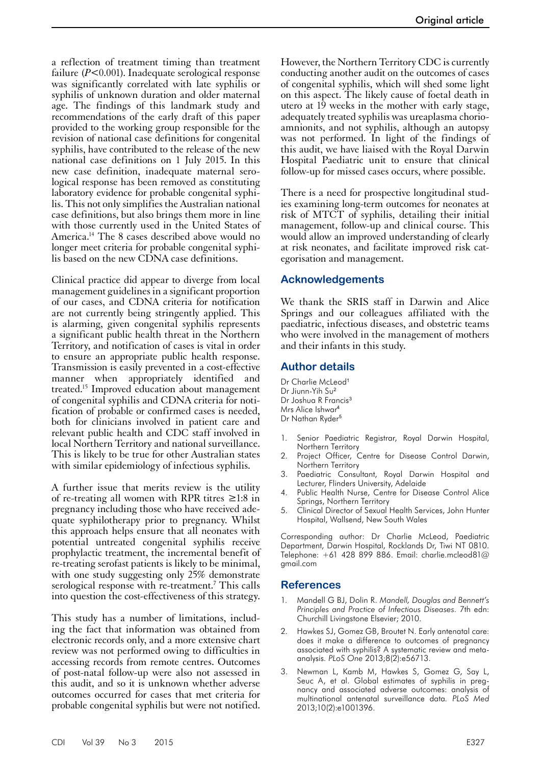a reflection of treatment timing than treatment failure ($P<0.001$). Inadequate serological response was significantly correlated with late syphilis or syphilis of unknown duration and older maternal age. The findings of this landmark study and recommendations of the early draft of this paper provided to the working group responsible for the revision of national case definitions for congenital syphilis, have contributed to the release of the new national case definitions on 1 July 2015. In this new case definition, inadequate maternal serological response has been removed as constituting laboratory evidence for probable congenital syphilis. This not only simplifies the Australian national case definitions, but also brings them more in line with those currently used in the United States of America.[14] The 8 cases described above would no longer meet criteria for probable congenital syphilis based on the new CDNA case definitions.

Clinical practice did appear to diverge from local management guidelines in a significant proportion of our cases, and CDNA criteria for notification are not currently being stringently applied. This is alarming, given congenital syphilis represents a significant public health threat in the Northern Territory, and notification of cases is vital in order to ensure an appropriate public health response. Transmission is easily prevented in a cost-effective manner when appropriately identified and treated.[15] Improved education about management of congenital syphilis and CDNA criteria for notification of probable or confirmed cases is needed, both for clinicians involved in patient care and relevant public health and CDC staff involved in local Northern Territory and national surveillance. This is likely to be true for other Australian states with similar epidemiology of infectious syphilis.

A further issue that merits review is the utility of re-treating all women with RPR titres ≥1:8 in pregnancy including those who have received adequate syphilotherapy prior to pregnancy. Whilst this approach helps ensure that all neonates with potential untreated congenital syphilis receive prophylactic treatment, the incremental benefit of re-treating serofast patients is likely to be minimal, with one study suggesting only 25% demonstrate serological response with re-treatment.[7] This calls into question the cost-effectiveness of this strategy.

This study has a number of limitations, including the fact that information was obtained from electronic records only, and a more extensive chart review was not performed owing to difficulties in accessing records from remote centres. Outcomes of post-natal follow-up were also not assessed in this audit, and so it is unknown whether adverse outcomes occurred for cases that met criteria for probable congenital syphilis but were not notified. However, the Northern Territory CDC is currently conducting another audit on the outcomes of cases of congenital syphilis, which will shed some light on this aspect. The likely cause of foetal death in utero at 19 weeks in the mother with early stage, adequately treated syphilis was ureaplasma chorioamnionits, and not syphilis, although an autopsy was not performed. In light of the findings of this audit, we have liaised with the Royal Darwin Hospital Paediatric unit to ensure that clinical follow-up for missed cases occurs, where possible.

There is a need for prospective longitudinal studies examining long-term outcomes for neonates at risk of MTCT of syphilis, detailing their initial management, follow-up and clinical course. This would allow an improved understanding of clearly at risk neonates, and facilitate improved risk categorisation and management.

## Acknowledgements

We thank the SRIS staff in Darwin and Alice Springs and our colleagues affiliated with the paediatric, infectious diseases, and obstetric teams who were involved in the management of mothers and their infants in this study.

## Author details

Dr Charlie McLeod[1]
Dr Jiunn-Yih Su[2]
Dr Joshua R Francis[3]
Mrs Alice Ishwar[4]
Dr Nathan Ryder[5]

1. Senior Paediatric Registrar, Royal Darwin Hospital, Northern Territory
2. Project Officer, Centre for Disease Control Darwin, Northern Territory
3. Paediatric Consultant, Royal Darwin Hospital and Lecturer, Flinders University, Adelaide
4. Public Health Nurse, Centre for Disease Control Alice Springs, Northern Territory
5. Clinical Director of Sexual Health Services, John Hunter Hospital, Wallsend, New South Wales

Corresponding author: Dr Charlie McLeod, Paediatric Department, Darwin Hospital, Rocklands Dr, Tiwi NT 0810. Telephone: +61 428 899 886. Email: charlie.mcleod81@gmail.com

## References

1. Mandell G BJ, Dolin R. *Mandell, Douglas and Bennett's Principles and Practice of Infectious Diseases*. 7th edn: Churchill Livingstone Elsevier; 2010.
2. Hawkes SJ, Gomez GB, Broutet N. Early antenatal care: does it make a difference to outcomes of pregnancy associated with syphilis? A systematic review and meta-analysis. *PLoS One* 2013;8(2):e56713.
3. Newman L, Kamb M, Hawkes S, Gomez G, Say L, Seuc A, et al. Global estimates of syphilis in pregnancy and associated adverse outcomes: analysis of multinational antenatal surveillance data. *PLoS Med* 2013;10(2):e1001396.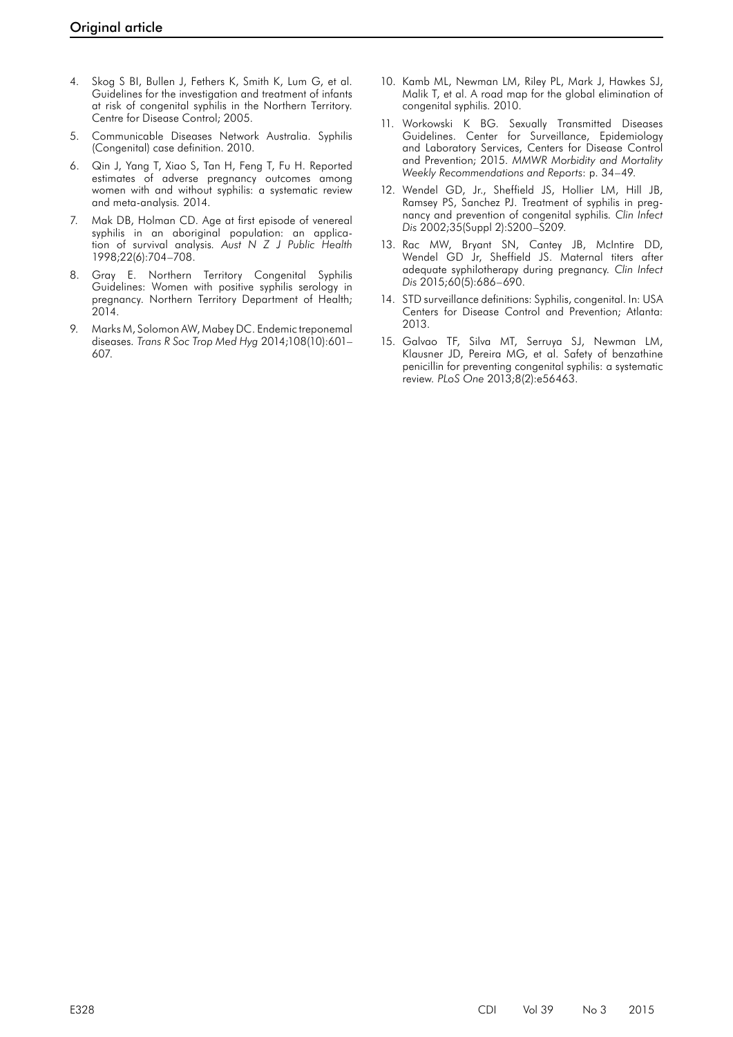4. Skog S BI, Bullen J, Fethers K, Smith K, Lum G, et al. Guidelines for the investigation and treatment of infants at risk of congenital syphilis in the Northern Territory. Centre for Disease Control; 2005.
5. Communicable Diseases Network Australia. Syphilis (Congenital) case definition. 2010.
6. Qin J, Yang T, Xiao S, Tan H, Feng T, Fu H. Reported estimates of adverse pregnancy outcomes among women with and without syphilis: a systematic review and meta-analysis. 2014.
7. Mak DB, Holman CD. Age at first episode of venereal syphilis in an aboriginal population: an application of survival analysis. *Aust N Z J Public Health* 1998;22(6):704–708.
8. Gray E. Northern Territory Congenital Syphilis Guidelines: Women with positive syphilis serology in pregnancy. Northern Territory Department of Health; 2014.
9. Marks M, Solomon AW, Mabey DC. Endemic treponemal diseases. *Trans R Soc Trop Med Hyg* 2014;108(10):601–607.
10. Kamb ML, Newman LM, Riley PL, Mark J, Hawkes SJ, Malik T, et al. A road map for the global elimination of congenital syphilis. 2010.
11. Workowski K BG. Sexually Transmitted Diseases Guidelines. Center for Surveillance, Epidemiology and Laboratory Services, Centers for Disease Control and Prevention; 2015. *MMWR Morbidity and Mortality Weekly Recommendations and Reports*: p. 34–49.
12. Wendel GD, Jr., Sheffield JS, Hollier LM, Hill JB, Ramsey PS, Sanchez PJ. Treatment of syphilis in pregnancy and prevention of congenital syphilis. *Clin Infect Dis* 2002;35(Suppl 2):S200–S209.
13. Rac MW, Bryant SN, Cantey JB, McIntire DD, Wendel GD Jr, Sheffield JS. Maternal titers after adequate syphilotherapy during pregnancy. *Clin Infect Dis* 2015;60(5):686–690.
14. STD surveillance definitions: Syphilis, congenital. In: USA Centers for Disease Control and Prevention; Atlanta: 2013.
15. Galvao TF, Silva MT, Serruya SJ, Newman LM, Klausner JD, Pereira MG, et al. Safety of benzathine penicillin for preventing congenital syphilis: a systematic review. *PLoS One* 2013;8(2):e56463.